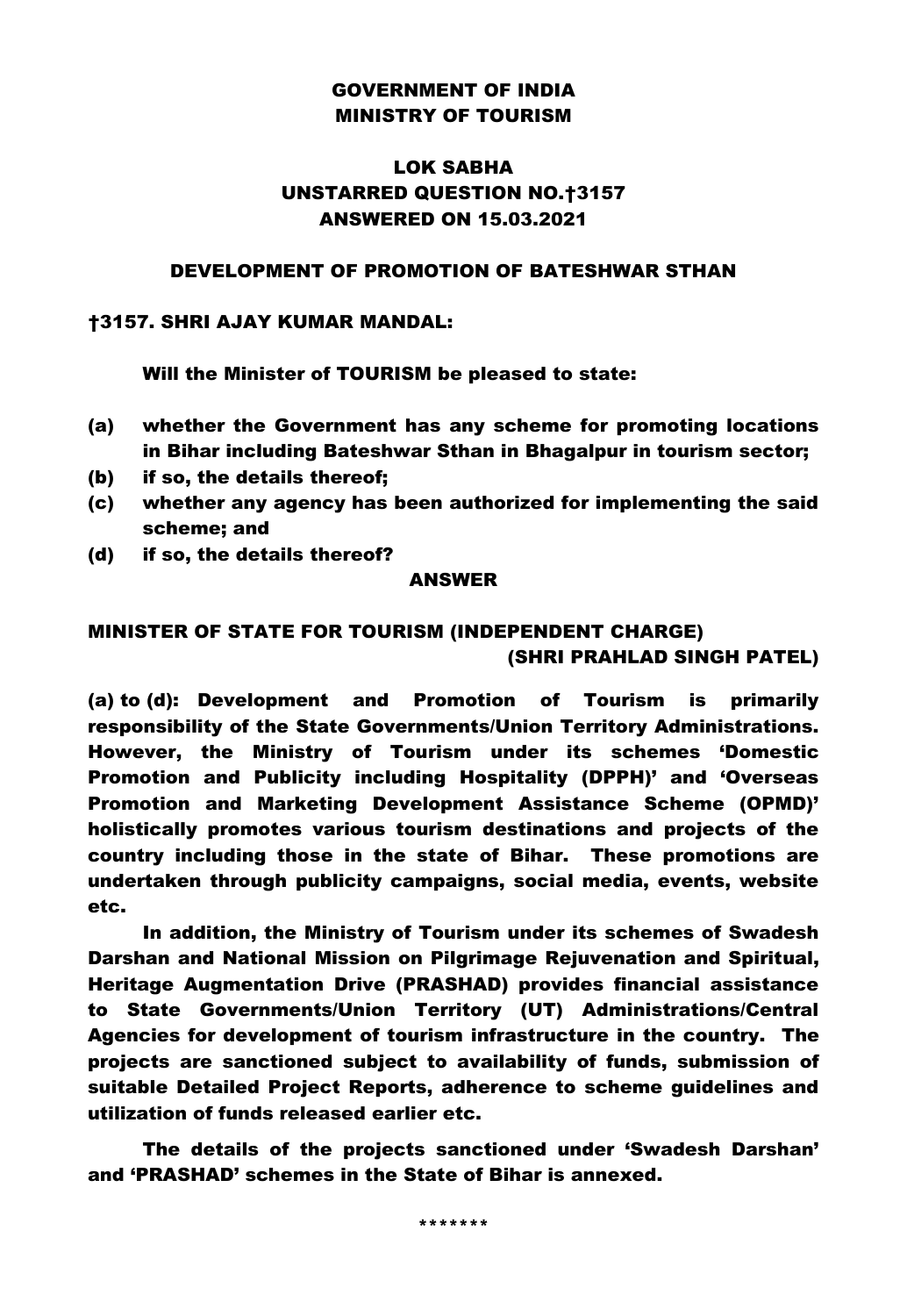# GOVERNMENT OF INDIA
# MINISTRY OF TOURISM

## LOK SABHA
## UNSTARRED QUESTION NO.†3157
## ANSWERED ON 15.03.2021

### DEVELOPMENT OF PROMOTION OF BATESHWAR STHAN

**†3157. SHRI AJAY KUMAR MANDAL:**

**Will the Minister of TOURISM be pleased to state:**

- **(a) whether the Government has any scheme for promoting locations in Bihar including Bateshwar Sthan in Bhagalpur in tourism sector;**
- **(b) if so, the details thereof;**
- **(c) whether any agency has been authorized for implementing the said scheme; and**
- **(d) if so, the details thereof?**

**ANSWER**

**MINISTER OF STATE FOR TOURISM (INDEPENDENT CHARGE)**
**(SHRI PRAHLAD SINGH PATEL)**

**(a) to (d): Development and Promotion of Tourism is primarily responsibility of the State Governments/Union Territory Administrations. However, the Ministry of Tourism under its schemes 'Domestic Promotion and Publicity including Hospitality (DPPH)' and 'Overseas Promotion and Marketing Development Assistance Scheme (OPMD)' holistically promotes various tourism destinations and projects of the country including those in the state of Bihar. These promotions are undertaken through publicity campaigns, social media, events, website etc.**

**In addition, the Ministry of Tourism under its schemes of Swadesh Darshan and National Mission on Pilgrimage Rejuvenation and Spiritual, Heritage Augmentation Drive (PRASHAD) provides financial assistance to State Governments/Union Territory (UT) Administrations/Central Agencies for development of tourism infrastructure in the country. The projects are sanctioned subject to availability of funds, submission of suitable Detailed Project Reports, adherence to scheme guidelines and utilization of funds released earlier etc.**

**The details of the projects sanctioned under 'Swadesh Darshan' and 'PRASHAD' schemes in the State of Bihar is annexed.**

*******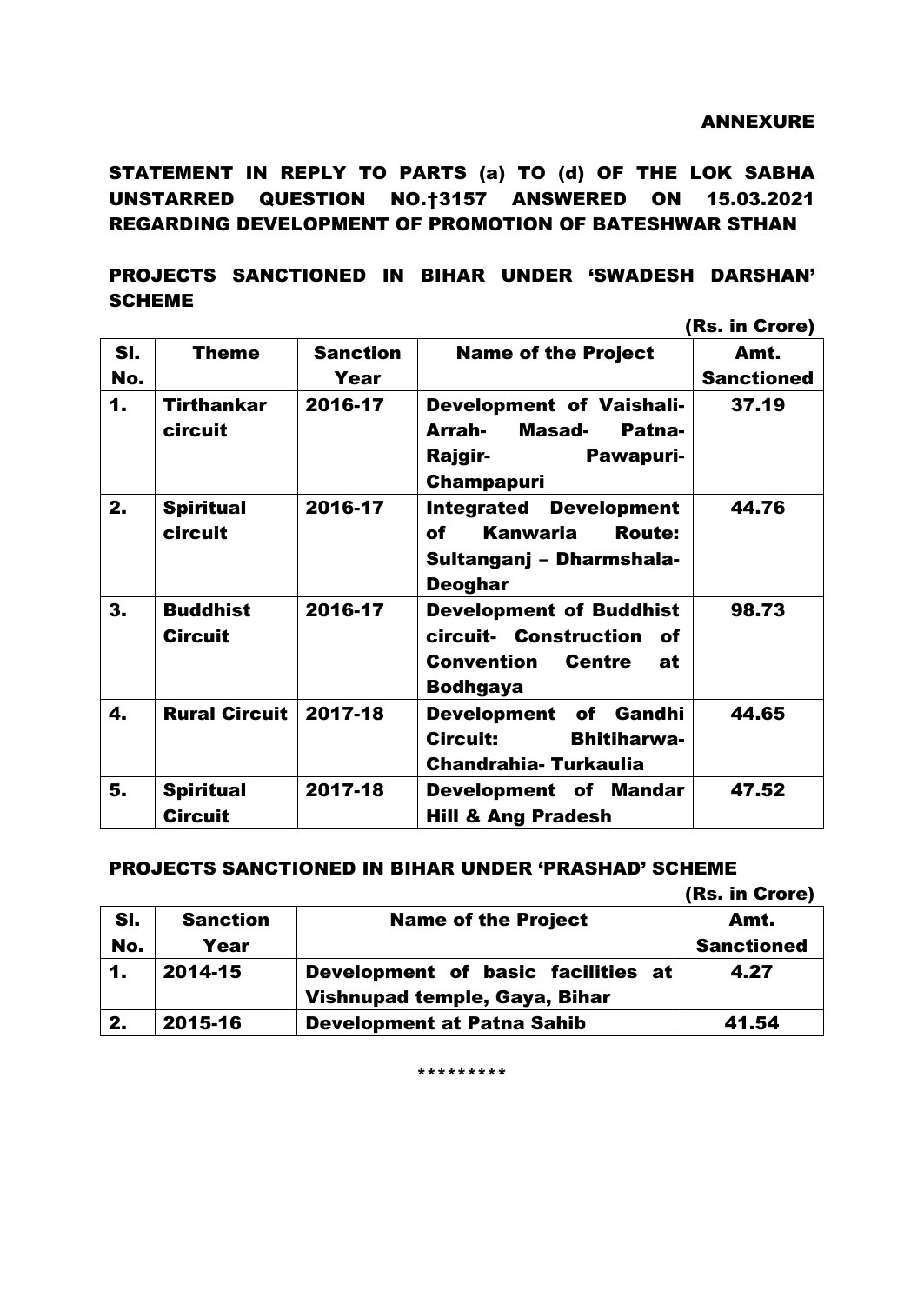**ANNEXURE**

**STATEMENT IN REPLY TO PARTS (a) TO (d) OF THE LOK SABHA UNSTARRED QUESTION NO.†3157 ANSWERED ON 15.03.2021 REGARDING DEVELOPMENT OF PROMOTION OF BATESHWAR STHAN**

**PROJECTS SANCTIONED IN BIHAR UNDER 'SWADESH DARSHAN' SCHEME**

(Rs. in Crore)

| Sl. No. | Theme | Sanction Year | Name of the Project | Amt. Sanctioned |
|---|---|---|---|---|
| 1. | Tirthankar circuit | 2016-17 | Development of Vaishali-Arrah- Masad- Patna-Rajgir- Pawapuri-Champapuri | 37.19 |
| 2. | Spiritual circuit | 2016-17 | Integrated Development of Kanwaria Route: Sultanganj – Dharmshala-Deoghar | 44.76 |
| 3. | Buddhist Circuit | 2016-17 | Development of Buddhist circuit- Construction of Convention Centre at Bodhgaya | 98.73 |
| 4. | Rural Circuit | 2017-18 | Development of Gandhi Circuit: Bhitiharwa-Chandrahia- Turkaulia | 44.65 |
| 5. | Spiritual Circuit | 2017-18 | Development of Mandar Hill & Ang Pradesh | 47.52 |

**PROJECTS SANCTIONED IN BIHAR UNDER 'PRASHAD' SCHEME**

(Rs. in Crore)

| Sl. No. | Sanction Year | Name of the Project | Amt. Sanctioned |
|---|---|---|---|
| 1. | 2014-15 | Development of basic facilities at Vishnupad temple, Gaya, Bihar | 4.27 |
| 2. | 2015-16 | Development at Patna Sahib | 41.54 |

*********